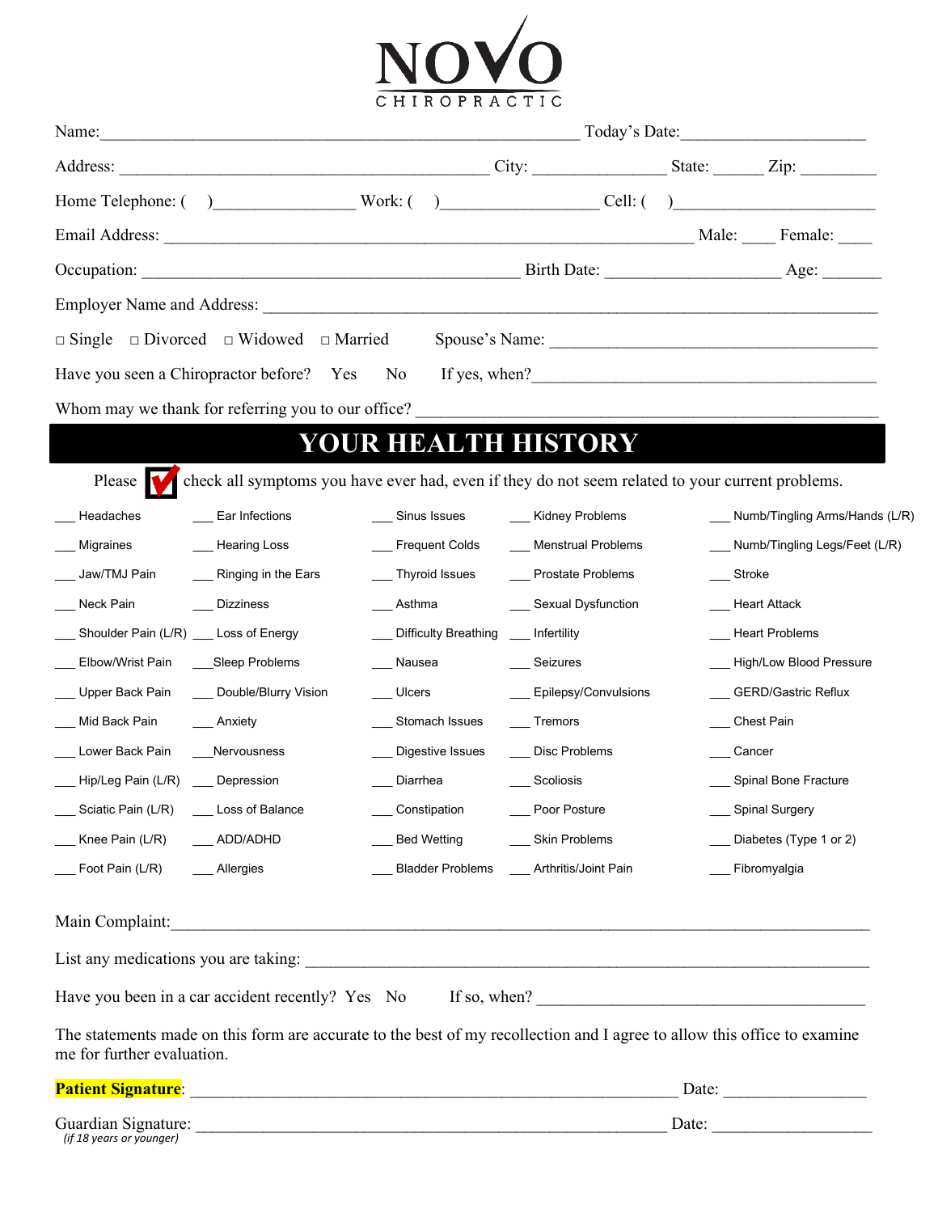# NOVO CHIROPRACTIC

Name:_______________________________________________ Today's Date:___________________

Address: ____________________________________ City: _____________ State: _____ Zip: ________

Home Telephone: ( )_______________ Work: ( )_________________ Cell: ( )____________________

Email Address: ____________________________________________________ Male: ____ Female: ____

Occupation: ____________________________________ Birth Date: __________________ Age: ______

Employer Name and Address: ____________________________________________________________

□ Single □ Divorced □ Widowed □ Married Spouse's Name: ___________________________________

Have you seen a Chiropractor before? Yes No If yes, when?__________________________________

Whom may we thank for referring you to our office? ____________________________________________

## YOUR HEALTH HISTORY

Please ☑ check all symptoms you have ever had, even if they do not seem related to your current problems.

| | | | | |
|---|---|---|---|---|
| ___ Headaches | ___ Ear Infections | ___ Sinus Issues | ___ Kidney Problems | ___ Numb/Tingling Arms/Hands (L/R) |
| ___ Migraines | ___ Hearing Loss | ___ Frequent Colds | ___ Menstrual Problems | ___ Numb/Tingling Legs/Feet (L/R) |
| ___ Jaw/TMJ Pain | ___ Ringing in the Ears | ___ Thyroid Issues | ___ Prostate Problems | ___ Stroke |
| ___ Neck Pain | ___ Dizziness | ___ Asthma | ___ Sexual Dysfunction | ___ Heart Attack |
| ___ Shoulder Pain (L/R) | ___ Loss of Energy | ___ Difficulty Breathing | ___ Infertility | ___ Heart Problems |
| ___ Elbow/Wrist Pain | ___ Sleep Problems | ___ Nausea | ___ Seizures | ___ High/Low Blood Pressure |
| ___ Upper Back Pain | ___ Double/Blurry Vision | ___ Ulcers | ___ Epilepsy/Convulsions | ___ GERD/Gastric Reflux |
| ___ Mid Back Pain | ___ Anxiety | ___ Stomach Issues | ___ Tremors | ___ Chest Pain |
| ___ Lower Back Pain | ___ Nervousness | ___ Digestive Issues | ___ Disc Problems | ___ Cancer |
| ___ Hip/Leg Pain (L/R) | ___ Depression | ___ Diarrhea | ___ Scoliosis | ___ Spinal Bone Fracture |
| ___ Sciatic Pain (L/R) | ___ Loss of Balance | ___ Constipation | ___ Poor Posture | ___ Spinal Surgery |
| ___ Knee Pain (L/R) | ___ ADD/ADHD | ___ Bed Wetting | ___ Skin Problems | ___ Diabetes (Type 1 or 2) |
| ___ Foot Pain (L/R) | ___ Allergies | ___ Bladder Problems | ___ Arthritis/Joint Pain | ___ Fibromyalgia |

Main Complaint:_____________________________________________________________________

List any medications you are taking: _________________________________________________

Have you been in a car accident recently? Yes No If so, when? ______________________________

The statements made on this form are accurate to the best of my recollection and I agree to allow this office to examine me for further evaluation.

**Patient Signature**: _____________________________________________ Date: ______________

Guardian Signature: _____________________________________________ Date: ______________
*(if 18 years or younger)*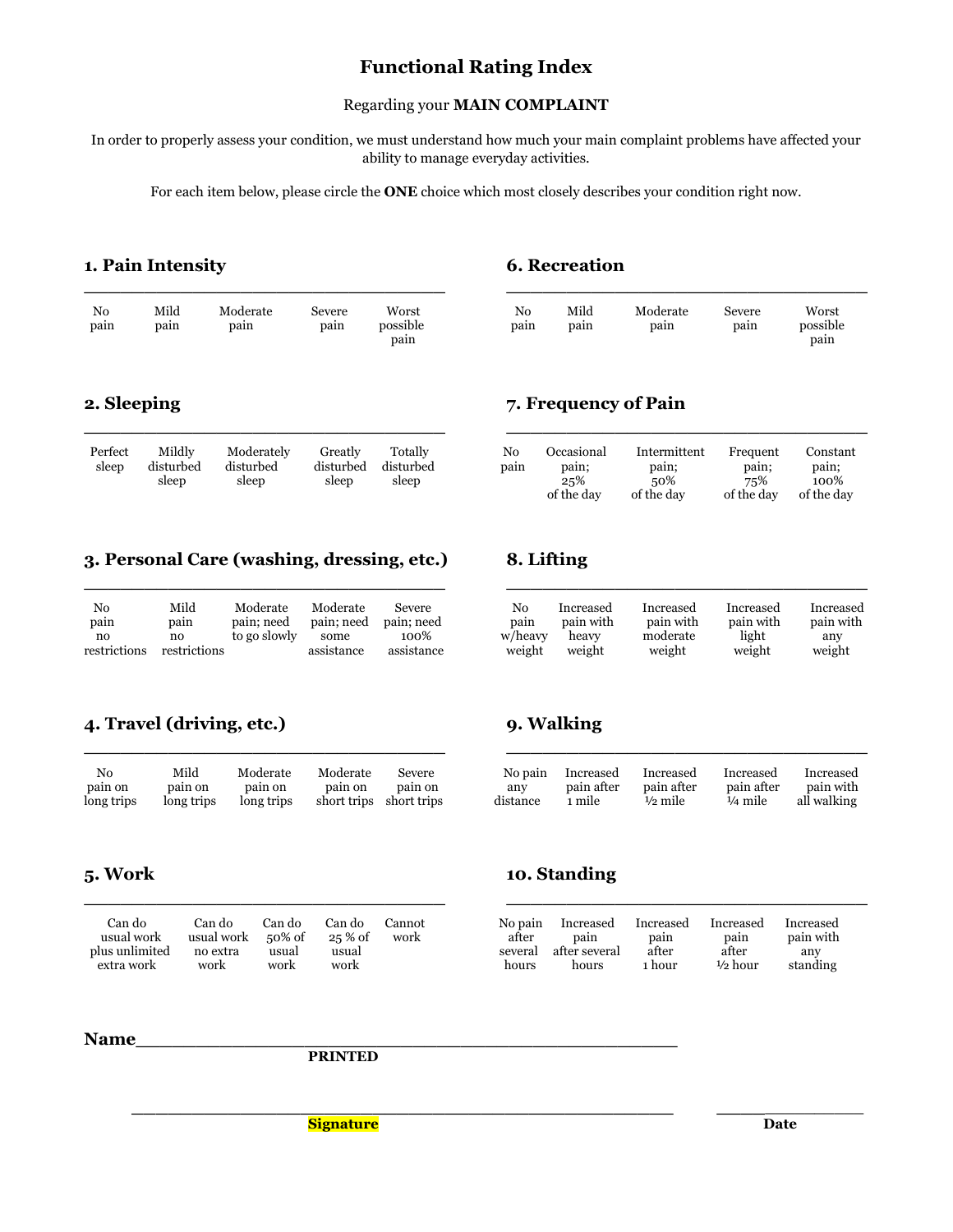# Functional Rating Index

Regarding your **MAIN COMPLAINT**

In order to properly assess your condition, we must understand how much your main complaint problems have affected your ability to manage everyday activities.

For each item below, please circle the **ONE** choice which most closely describes your condition right now.

## 1. Pain Intensity

| No pain | Mild pain | Moderate pain | Severe pain | Worst possible pain |
|---|---|---|---|---|

## 2. Sleeping

| Perfect sleep | Mildly disturbed sleep | Moderately disturbed sleep | Greatly disturbed sleep | Totally disturbed sleep |
|---|---|---|---|---|

## 3. Personal Care (washing, dressing, etc.)

| No pain no restrictions | Mild pain no restrictions | Moderate pain; need to go slowly | Moderate pain; need some assistance | Severe pain; need 100% assistance |
|---|---|---|---|---|

## 4. Travel (driving, etc.)

| No pain on long trips | Mild pain on long trips | Moderate pain on long trips | Moderate pain on short trips | Severe pain on short trips |
|---|---|---|---|---|

## 5. Work

| Can do usual work plus unlimited extra work | Can do usual work no extra work | Can do 50% of usual work | Can do 25 % of usual work | Cannot work |
|---|---|---|---|---|

## 6. Recreation

| No pain | Mild pain | Moderate pain | Severe pain | Worst possible pain |
|---|---|---|---|---|

## 7. Frequency of Pain

| No pain | Occasional pain; 25% of the day | Intermittent pain; 50% of the day | Frequent pain; 75% of the day | Constant pain; 100% of the day |
|---|---|---|---|---|

## 8. Lifting

| No pain w/heavy weight | Increased pain with heavy weight | Increased pain with moderate weight | Increased pain with light weight | Increased pain with any weight |
|---|---|---|---|---|

## 9. Walking

| No pain any distance | Increased pain after 1 mile | Increased pain after ½ mile | Increased pain after ¼ mile | Increased pain with all walking |
|---|---|---|---|---|

## 10. Standing

| No pain after several hours | Increased pain after several hours | Increased pain after 1 hour | Increased pain after ½ hour | Increased pain with any standing |
|---|---|---|---|---|

**Name**\_\_\_\_\_\_\_\_\_\_\_\_\_\_\_\_\_\_\_\_\_\_\_\_\_\_\_\_\_\_\_\_\_\_\_\_\_\_\_\_\_\_\_\_\_\_\_\_

**PRINTED**

\_\_\_\_\_\_\_\_\_\_\_\_\_\_\_\_\_\_\_\_\_\_\_\_\_\_\_\_\_\_\_\_\_\_\_\_\_\_\_\_\_\_\_\_\_\_\_\_ \_\_\_\_\_\_\_\_\_\_\_\_\_\_

**Signature** **Date**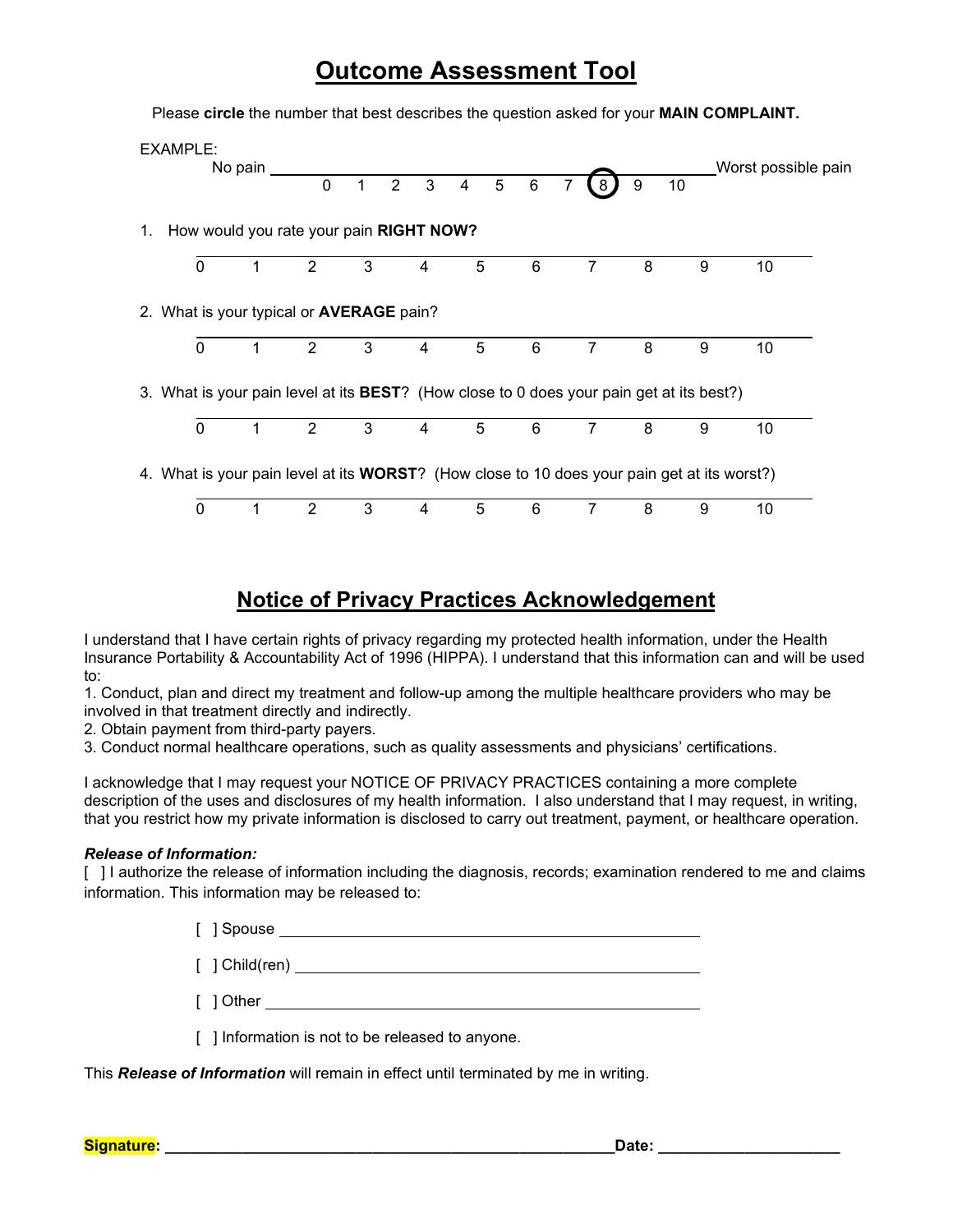# Outcome Assessment Tool

Please **circle** the number that best describes the question asked for your **MAIN COMPLAINT.**

EXAMPLE:

No pain ______ 0 1 2 3 4 5 6 7 (8) 9 10 ______ Worst possible pain

1. How would you rate your pain **RIGHT NOW?**

   0 1 2 3 4 5 6 7 8 9 10

2. What is your typical or **AVERAGE** pain?

   0 1 2 3 4 5 6 7 8 9 10

3. What is your pain level at its **BEST**? (How close to 0 does your pain get at its best?)

   0 1 2 3 4 5 6 7 8 9 10

4. What is your pain level at its **WORST**? (How close to 10 does your pain get at its worst?)

   0 1 2 3 4 5 6 7 8 9 10

# Notice of Privacy Practices Acknowledgement

I understand that I have certain rights of privacy regarding my protected health information, under the Health Insurance Portability & Accountability Act of 1996 (HIPPA). I understand that this information can and will be used to:

1. Conduct, plan and direct my treatment and follow-up among the multiple healthcare providers who may be involved in that treatment directly and indirectly.
2. Obtain payment from third-party payers.
3. Conduct normal healthcare operations, such as quality assessments and physicians' certifications.

I acknowledge that I may request your NOTICE OF PRIVACY PRACTICES containing a more complete description of the uses and disclosures of my health information. I also understand that I may request, in writing, that you restrict how my private information is disclosed to carry out treatment, payment, or healthcare operation.

***Release of Information:***

[ ] I authorize the release of information including the diagnosis, records; examination rendered to me and claims information. This information may be released to:

[ ] Spouse ________________________________________

[ ] Child(ren) ________________________________________

[ ] Other ________________________________________

[ ] Information is not to be released to anyone.

This ***Release of Information*** will remain in effect until terminated by me in writing.

**Signature: ________________________________________ Date: ____________________**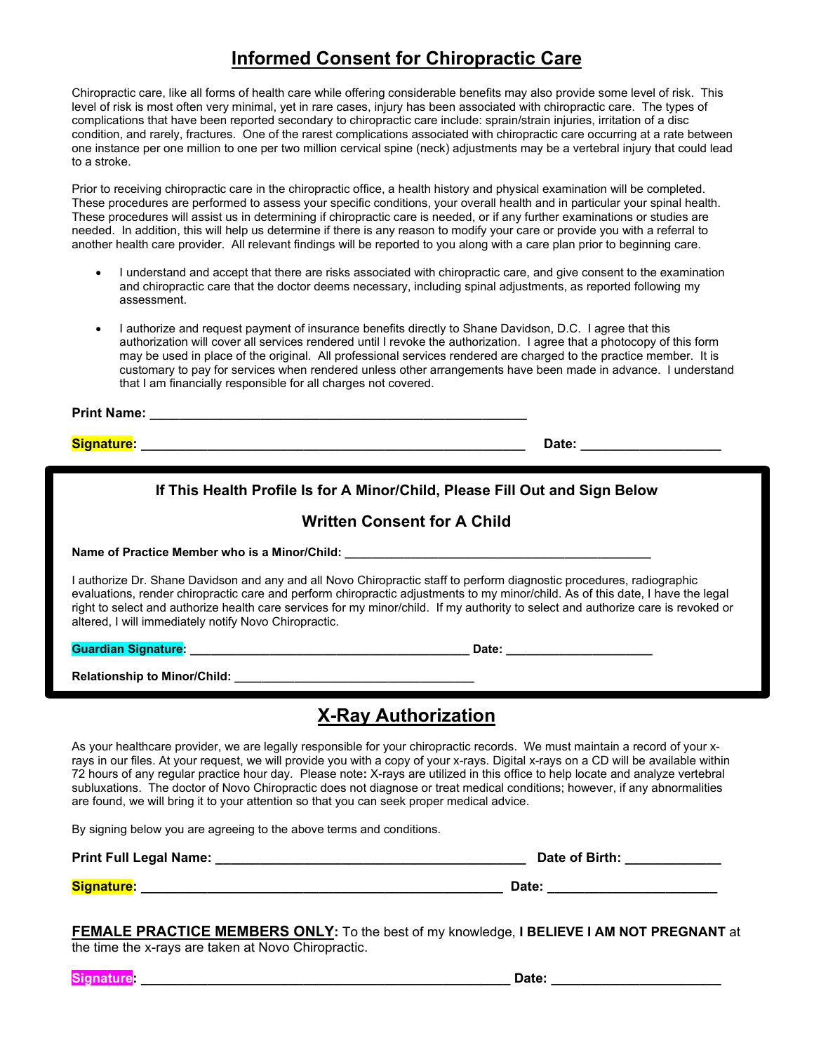# Informed Consent for Chiropractic Care

Chiropractic care, like all forms of health care while offering considerable benefits may also provide some level of risk. This level of risk is most often very minimal, yet in rare cases, injury has been associated with chiropractic care. The types of complications that have been reported secondary to chiropractic care include: sprain/strain injuries, irritation of a disc condition, and rarely, fractures. One of the rarest complications associated with chiropractic care occurring at a rate between one instance per one million to one per two million cervical spine (neck) adjustments may be a vertebral injury that could lead to a stroke.

Prior to receiving chiropractic care in the chiropractic office, a health history and physical examination will be completed. These procedures are performed to assess your specific conditions, your overall health and in particular your spinal health. These procedures will assist us in determining if chiropractic care is needed, or if any further examinations or studies are needed. In addition, this will help us determine if there is any reason to modify your care or provide you with a referral to another health care provider. All relevant findings will be reported to you along with a care plan prior to beginning care.

- I understand and accept that there are risks associated with chiropractic care, and give consent to the examination and chiropractic care that the doctor deems necessary, including spinal adjustments, as reported following my assessment.
- I authorize and request payment of insurance benefits directly to Shane Davidson, D.C. I agree that this authorization will cover all services rendered until I revoke the authorization. I agree that a photocopy of this form may be used in place of the original. All professional services rendered are charged to the practice member. It is customary to pay for services when rendered unless other arrangements have been made in advance. I understand that I am financially responsible for all charges not covered.

**Print Name:** ______________________________________________

**Signature:** ______________________________________________ **Date:** __________________

---

**If This Health Profile Is for A Minor/Child, Please Fill Out and Sign Below**

**Written Consent for A Child**

**Name of Practice Member who is a Minor/Child:** ________________________________________

I authorize Dr. Shane Davidson and any and all Novo Chiropractic staff to perform diagnostic procedures, radiographic evaluations, render chiropractic care and perform chiropractic adjustments to my minor/child. As of this date, I have the legal right to select and authorize health care services for my minor/child. If my authority to select and authorize care is revoked or altered, I will immediately notify Novo Chiropractic.

**Guardian Signature:** ________________________________________ **Date:** ____________________

**Relationship to Minor/Child:** ___________________________________

---

# X-Ray Authorization

As your healthcare provider, we are legally responsible for your chiropractic records. We must maintain a record of your x-rays in our files. At your request, we will provide you with a copy of your x-rays. Digital x-rays on a CD will be available within 72 hours of any regular practice hour day. Please note**:** X-rays are utilized in this office to help locate and analyze vertebral subluxations. The doctor of Novo Chiropractic does not diagnose or treat medical conditions; however, if any abnormalities are found, we will bring it to your attention so that you can seek proper medical advice.

By signing below you are agreeing to the above terms and conditions.

**Print Full Legal Name:** ________________________________________ **Date of Birth:** ____________

**Signature:** ________________________________________________ **Date:** ______________________

**FEMALE PRACTICE MEMBERS ONLY:** To the best of my knowledge, **I BELIEVE I AM NOT PREGNANT** at the time the x-rays are taken at Novo Chiropractic.

**Signature:** ________________________________________________ **Date:** ______________________